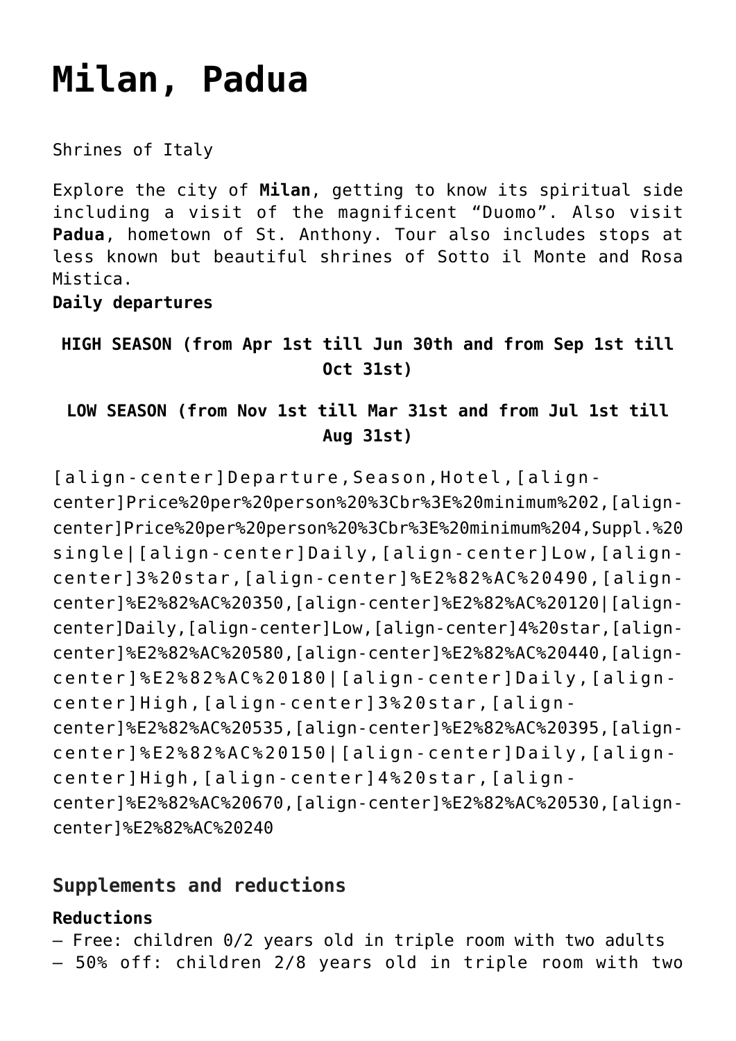# Milan, Padua

Shrines of Italy

Explore the city of **Milan**, getting to know its spiritual side including a visit of the magnificent "Duomo". Also visit **Padua**, hometown of St. Anthony. Tour also includes stops at less known but beautiful shrines of Sotto il Monte and Rosa Mistica.
**Daily departures**

**HIGH SEASON (from Apr 1st till Jun 30th and from Sep 1st till Oct 31st)**

**LOW SEASON (from Nov 1st till Mar 31st and from Jul 1st till Aug 31st)**

[align-center]Departure,Season,Hotel,[align-center]Price%20per%20person%20%3Cbr%3E%20minimum%202,[align-center]Price%20per%20person%20%3Cbr%3E%20minimum%204,Suppl.%20single|[align-center]Daily,[align-center]Low,[align-center]3%20star,[align-center]%E2%82%AC%20490,[align-center]%E2%82%AC%20350,[align-center]%E2%82%AC%20120|[align-center]Daily,[align-center]Low,[align-center]4%20star,[align-center]%E2%82%AC%20580,[align-center]%E2%82%AC%20440,[align-center]%E2%82%AC%20180|[align-center]Daily,[align-center]High,[align-center]3%20star,[align-center]%E2%82%AC%20535,[align-center]%E2%82%AC%20395,[align-center]%E2%82%AC%20150|[align-center]Daily,[align-center]High,[align-center]4%20star,[align-center]%E2%82%AC%20670,[align-center]%E2%82%AC%20530,[align-center]%E2%82%AC%20240

## Supplements and reductions

**Reductions**
– Free: children 0/2 years old in triple room with two adults
– 50% off: children 2/8 years old in triple room with two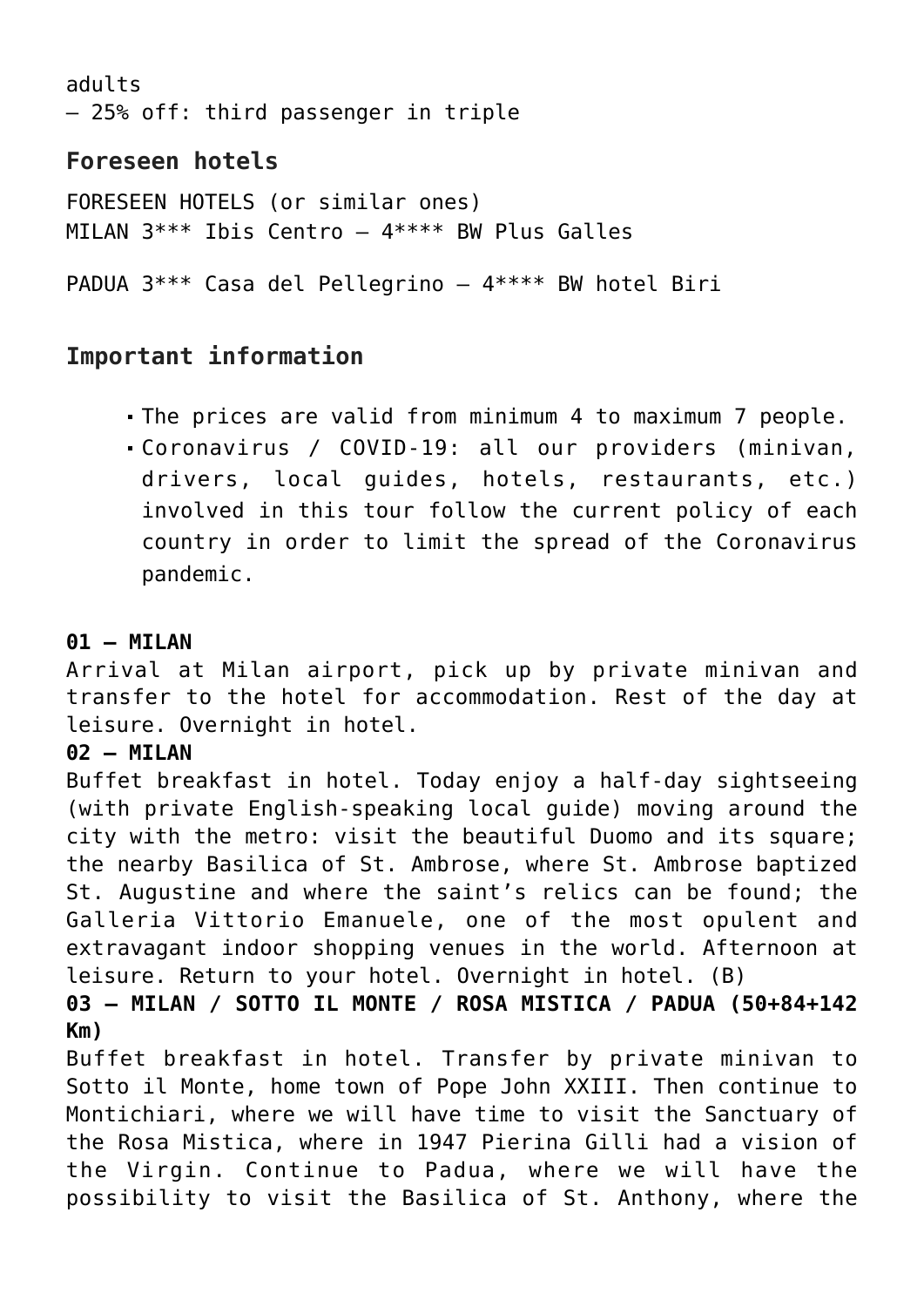adults
– 25% off: third passenger in triple

### Foreseen hotels

FORESEEN HOTELS (or similar ones)
MILAN 3*** Ibis Centro – 4**** BW Plus Galles

PADUA 3*** Casa del Pellegrino – 4**** BW hotel Biri

### Important information

- The prices are valid from minimum 4 to maximum 7 people.
- Coronavirus / COVID-19: all our providers (minivan, drivers, local guides, hotels, restaurants, etc.) involved in this tour follow the current policy of each country in order to limit the spread of the Coronavirus pandemic.

**01 – MILAN**
Arrival at Milan airport, pick up by private minivan and transfer to the hotel for accommodation. Rest of the day at leisure. Overnight in hotel.
**02 – MILAN**
Buffet breakfast in hotel. Today enjoy a half-day sightseeing (with private English-speaking local guide) moving around the city with the metro: visit the beautiful Duomo and its square; the nearby Basilica of St. Ambrose, where St. Ambrose baptized St. Augustine and where the saint's relics can be found; the Galleria Vittorio Emanuele, one of the most opulent and extravagant indoor shopping venues in the world. Afternoon at leisure. Return to your hotel. Overnight in hotel. (B)
**03 – MILAN / SOTTO IL MONTE / ROSA MISTICA / PADUA (50+84+142 Km)**
Buffet breakfast in hotel. Transfer by private minivan to Sotto il Monte, home town of Pope John XXIII. Then continue to Montichiari, where we will have time to visit the Sanctuary of the Rosa Mistica, where in 1947 Pierina Gilli had a vision of the Virgin. Continue to Padua, where we will have the possibility to visit the Basilica of St. Anthony, where the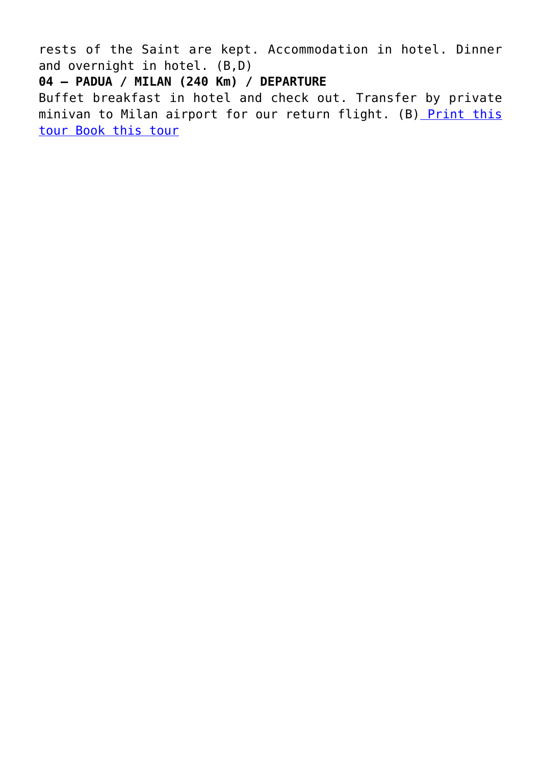rests of the Saint are kept. Accommodation in hotel. Dinner and overnight in hotel. (B,D)

**04 – PADUA / MILAN (240 Km) / DEPARTURE**

Buffet breakfast in hotel and check out. Transfer by private minivan to Milan airport for our return flight. (B) Print this tour Book this tour